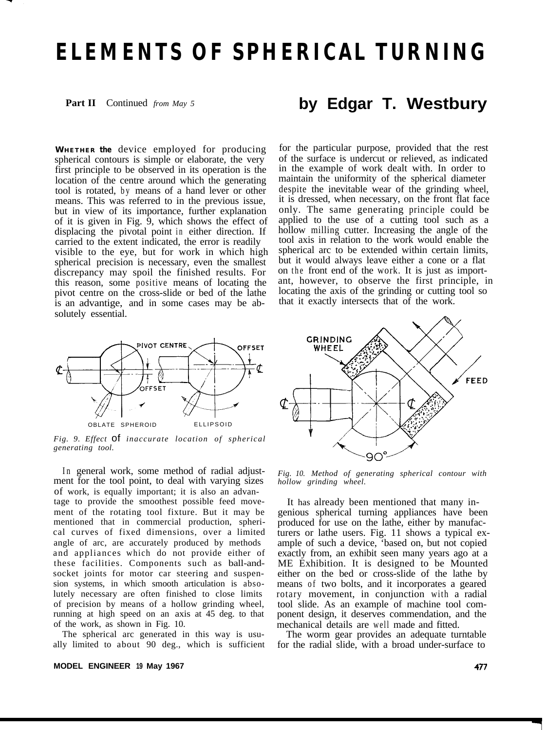# ELEMENTS OF SPHERICAL TURNING

**Part II** Continued *from May 5*

## by Edgar T. Westbury

**WHETHER the** device employed for producing spherical contours is simple or elaborate, the very first principle to be observed in its operation is the location of the centre around which the generating tool is rotated, by means of a hand lever or other means. This was referred to in the previous issue, but in view of its importance, further explanation of it is given in Fig. 9, which shows the effect of displacing the pivotal point in either direction. If carried to the extent indicated, the error is readily visible to the eye, but for work in which high spherical precision is necessary, even the smallest discrepancy may spoil the finished results. For this reason, some positive means of locating the pivot centre on the cross-slide or bed of the lathe is an advantige, and in some cases may be absolutely essential.

*Fig. 9. Effect of inaccurate location of spherical generating tool.*

In general work, some method of radial adjustment for the tool point, to deal with varying sizes of work, is equally important; it is also an advantage to provide the smoothest possible feed movement of the rotating tool fixture. But it may be mentioned that in commercial production, spherical curves of fixed dimensions, over a limited angle of arc, are accurately produced by methods and appliances which do not provide either of these facilities. Components such as ball-and-socket joints for motor car steering and suspension systems, in which smooth articulation is absolutely necessary are often finished to close limits of precision by means of a hollow grinding wheel, running at high speed on an axis at 45 deg. to that of the work, as shown in Fig. 10.

The spherical arc generated in this way is usually limited to about 90 deg., which is sufficient for the particular purpose, provided that the rest of the surface is undercut or relieved, as indicated in the example of work dealt with. In order to maintain the uniformity of the spherical diameter despite the inevitable wear of the grinding wheel, it is dressed, when necessary, on the front flat face only. The same generating principle could be applied to the use of a cutting tool such as a hollow milling cutter. Increasing the angle of the tool axis in relation to the work would enable the spherical arc to be extended within certain limits, but it would always leave either a cone or a flat on the front end of the work. It is just as important, however, to observe the first principle, in locating the axis of the grinding or cutting tool so that it exactly intersects that of the work.

*Fig. 10. Method of generating spherical contour with hollow grinding wheel.*

It has already been mentioned that many ingenious spherical turning appliances have been produced for use on the lathe, either by manufacturers or lathe users. Fig. 11 shows a typical example of such a device, 'based on, but not copied exactly from, an exhibit seen many years ago at a ME Exhibition. It is designed to be Mounted either on the bed or cross-slide of the lathe by means of two bolts, and it incorporates a geared rotary movement, in conjunction with a radial tool slide. As an example of machine tool component design, it deserves commendation, and the mechanical details are well made and fitted.

The worm gear provides an adequate turntable for the radial slide, with a broad under-surface to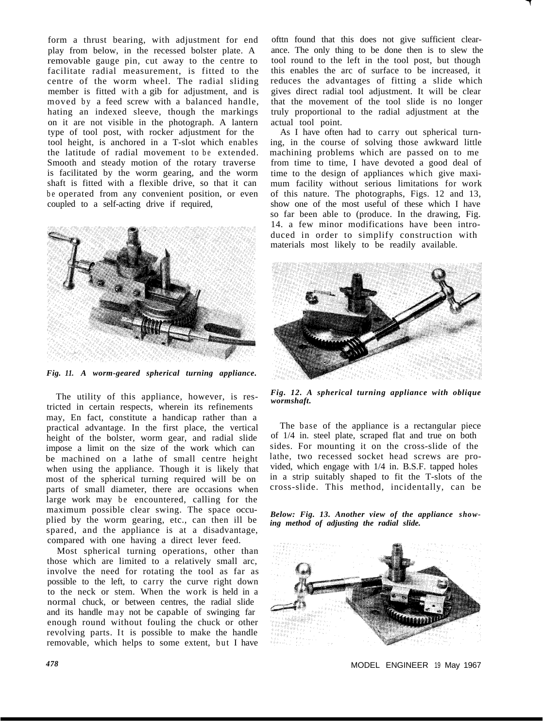form a thrust bearing, with adjustment for end play from below, in the recessed bolster plate. A removable gauge pin, cut away to the centre to facilitate radial measurement, is fitted to the centre of the worm wheel. The radial sliding member is fitted with a gib for adjustment, and is moved by a feed screw with a balanced handle, hating an indexed sleeve, though the markings on it are not visible in the photograph. A lantern type of tool post, with rocker adjustment for the tool height, is anchored in a T-slot which enables the latitude of radial movement to be extended. Smooth and steady motion of the rotary traverse is facilitated by the worm gearing, and the worm shaft is fitted with a flexible drive, so that it can be operated from any convenient position, or even coupled to a self-acting drive if required,

*Fig. 11. A worm-geared spherical turning appliance.*

The utility of this appliance, however, is restricted in certain respects, wherein its refinements may, En fact, constitute a handicap rather than a practical advantage. In the first place, the vertical height of the bolster, worm gear, and radial slide impose a limit on the size of the work which can be machined on a lathe of small centre height when using the appliance. Though it is likely that most of the spherical turning required will be on parts of small diameter, there are occasions when large work may be encountered, calling for the maximum possible clear swing. The space occupied by the worm gearing, etc., can then ill be spared, and the appliance is at a disadvantage, compared with one having a direct lever feed.

Most spherical turning operations, other than those which are limited to a relatively small arc, involve the need for rotating the tool as far as possible to the left, to carry the curve right down to the neck or stem. When the work is held in a normal chuck, or between centres, the radial slide and its handle may not be capable of swinging far enough round without fouling the chuck or other revolving parts. It is possible to make the handle removable, which helps to some extent, but I have ofttn found that this does not give sufficient clearance. The only thing to be done then is to slew the tool round to the left in the tool post, but though this enables the arc of surface to be increased, it reduces the advantages of fitting a slide which gives direct radial tool adjustment. It will be clear that the movement of the tool slide is no longer truly proportional to the radial adjustment at the actual tool point.

As I have often had to carry out spherical turning, in the course of solving those awkward little machining problems which are passed on to me from time to time, I have devoted a good deal of time to the design of appliances which give maximum facility without serious limitations for work of this nature. The photographs, Figs. 12 and 13, show one of the most useful of these which I have so far been able to (produce. In the drawing, Fig. 14. a few minor modifications have been introduced in order to simplify construction with materials most likely to be readily available.

*Fig. 12. A spherical turning appliance with oblique wormshaft.*

The base of the appliance is a rectangular piece of 1/4 in. steel plate, scraped flat and true on both sides. For mounting it on the cross-slide of the lathe, two recessed socket head screws are provided, which engage with 1/4 in. B.S.F. tapped holes in a strip suitably shaped to fit the T-slots of the cross-slide. This method, incidentally, can be

*Below: Fig. 13. Another view of the appliance showing method of adjusting the radial slide.*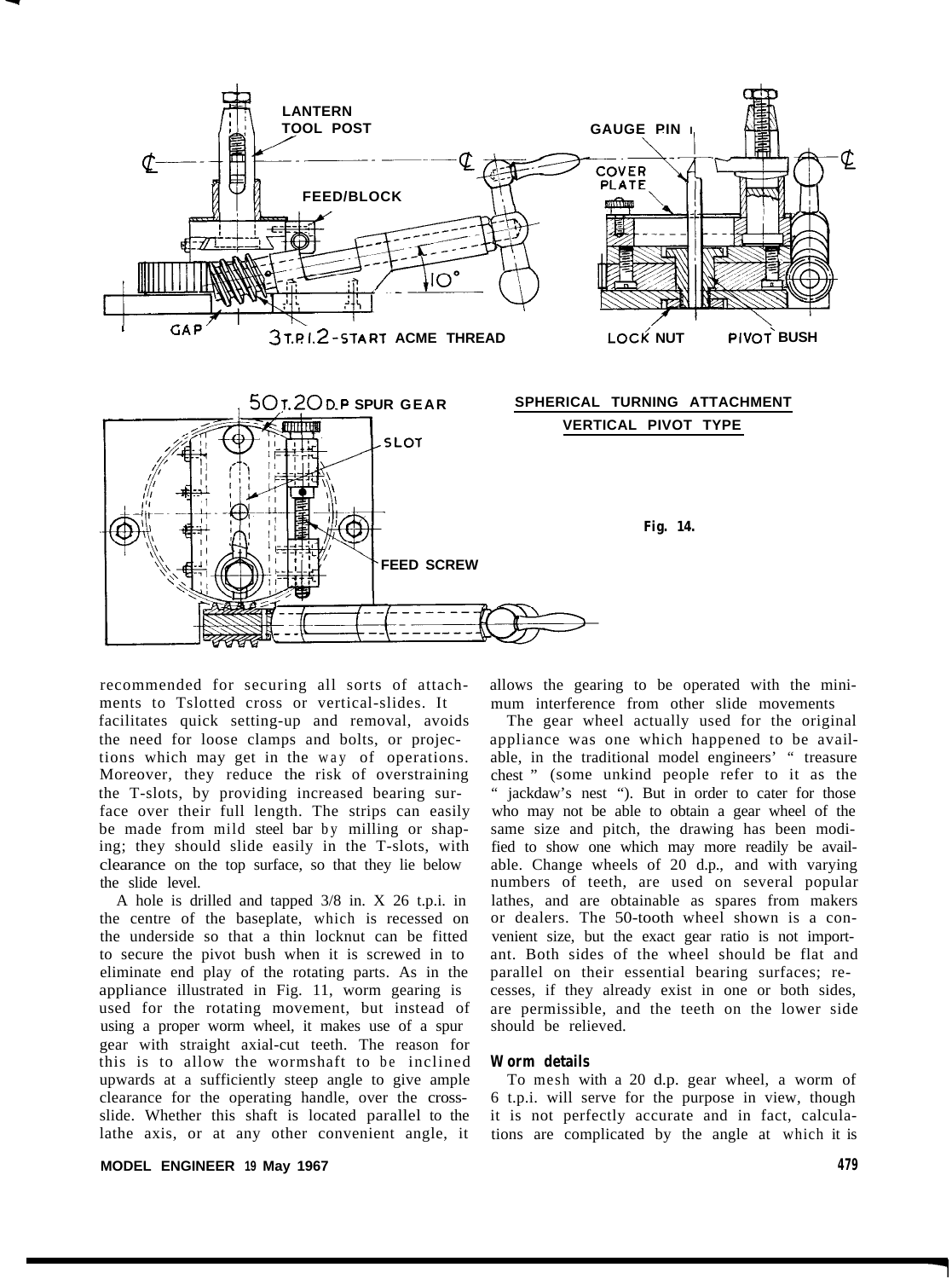LANTERN TOOL POST

FEED/BLOCK

GAP

3 T.P.I. 2-START ACME THREAD

10°

GAUGE PIN

COVER PLATE

LOCK NUT

PIVOT BUSH

50 T. 20 D.P SPUR GEAR

SLOT

FEED SCREW

SPHERICAL TURNING ATTACHMENT

VERTICAL PIVOT TYPE

Fig. 14.

recommended for securing all sorts of attachments to Tslotted cross or vertical-slides. It facilitates quick setting-up and removal, avoids the need for loose clamps and bolts, or projections which may get in the way of operations. Moreover, they reduce the risk of overstraining the T-slots, by providing increased bearing surface over their full length. The strips can easily be made from mild steel bar by milling or shaping; they should slide easily in the T-slots, with clearance on the top surface, so that they lie below the slide level.

A hole is drilled and tapped 3/8 in. X 26 t.p.i. in the centre of the baseplate, which is recessed on the underside so that a thin locknut can be fitted to secure the pivot bush when it is screwed in to eliminate end play of the rotating parts. As in the appliance illustrated in Fig. 11, worm gearing is used for the rotating movement, but instead of using a proper worm wheel, it makes use of a spur gear with straight axial-cut teeth. The reason for this is to allow the wormshaft to be inclined upwards at a sufficiently steep angle to give ample clearance for the operating handle, over the cross-slide. Whether this shaft is located parallel to the lathe axis, or at any other convenient angle, it allows the gearing to be operated with the minimum interference from other slide movements

The gear wheel actually used for the original appliance was one which happened to be available, in the traditional model engineers' " treasure chest " (some unkind people refer to it as the " jackdaw's nest "). But in order to cater for those who may not be able to obtain a gear wheel of the same size and pitch, the drawing has been modified to show one which may more readily be available. Change wheels of 20 d.p., and with varying numbers of teeth, are used on several popular lathes, and are obtainable as spares from makers or dealers. The 50-tooth wheel shown is a convenient size, but the exact gear ratio is not important. Both sides of the wheel should be flat and parallel on their essential bearing surfaces; recesses, if they already exist in one or both sides, are permissible, and the teeth on the lower side should be relieved.

### Worm details

To mesh with a 20 d.p. gear wheel, a worm of 6 t.p.i. will serve for the purpose in view, though it is not perfectly accurate and in fact, calculations are complicated by the angle at which it is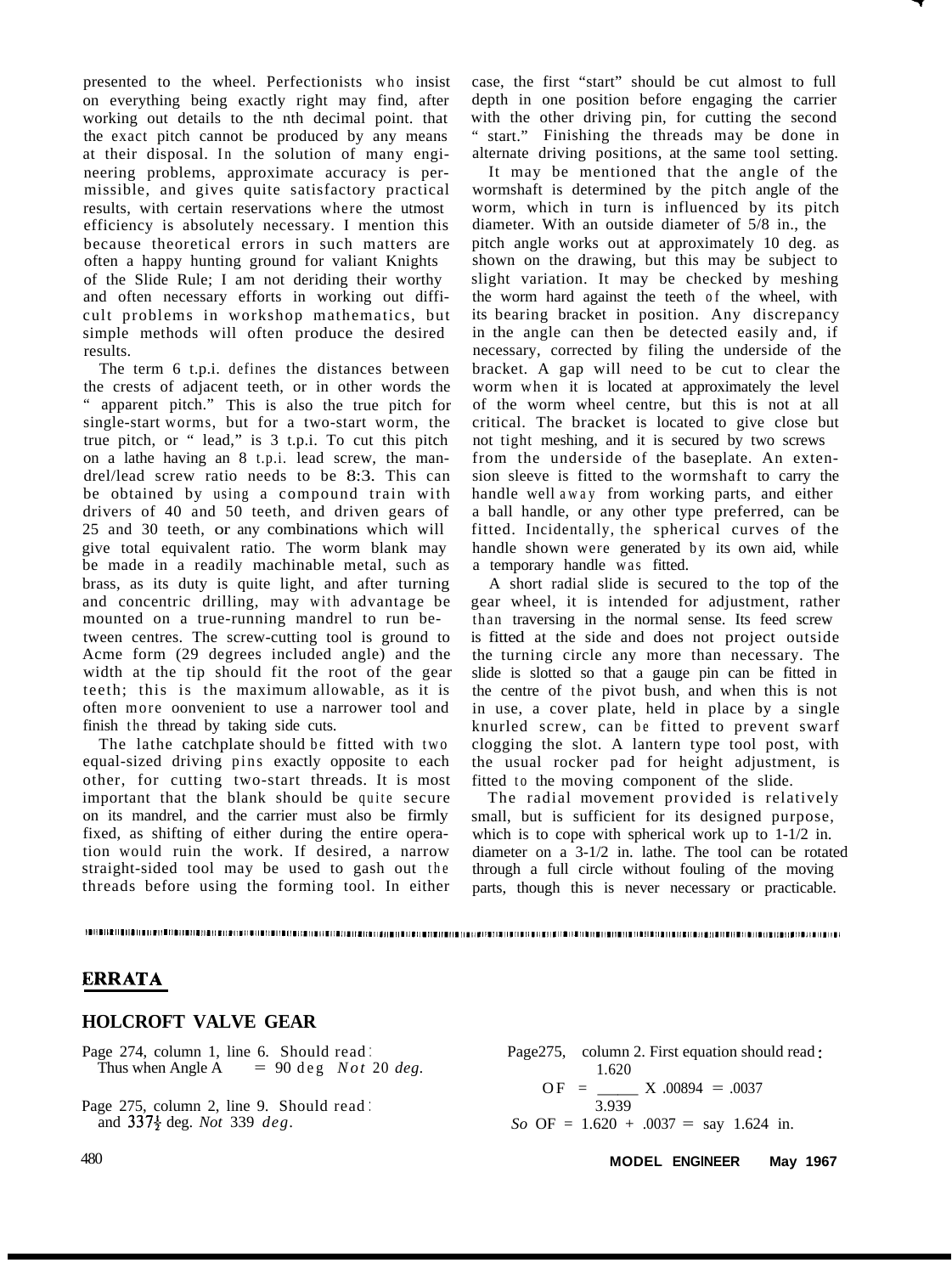presented to the wheel. Perfectionists who insist on everything being exactly right may find, after working out details to the nth decimal point. that the exact pitch cannot be produced by any means at their disposal. In the solution of many engineering problems, approximate accuracy is permissible, and gives quite satisfactory practical results, with certain reservations where the utmost efficiency is absolutely necessary. I mention this because theoretical errors in such matters are often a happy hunting ground for valiant Knights of the Slide Rule; I am not deriding their worthy and often necessary efforts in working out difficult problems in workshop mathematics, but simple methods will often produce the desired results.

The term 6 t.p.i. defines the distances between the crests of adjacent teeth, or in other words the " apparent pitch." This is also the true pitch for single-start worms, but for a two-start worm, the true pitch, or " lead," is 3 t.p.i. To cut this pitch on a lathe having an 8 t.p.i. lead screw, the mandrel/lead screw ratio needs to be 8:3. This can be obtained by using a compound train with drivers of 40 and 50 teeth, and driven gears of 25 and 30 teeth, or any combinations which will give total equivalent ratio. The worm blank may be made in a readily machinable metal, such as brass, as its duty is quite light, and after turning and concentric drilling, may with advantage be mounted on a true-running mandrel to run between centres. The screw-cutting tool is ground to Acme form (29 degrees included angle) and the width at the tip should fit the root of the gear teeth; this is the maximum allowable, as it is often more oonvenient to use a narrower tool and finish the thread by taking side cuts.

The lathe catchplate should be fitted with two equal-sized driving pins exactly opposite to each other, for cutting two-start threads. It is most important that the blank should be quite secure on its mandrel, and the carrier must also be firmly fixed, as shifting of either during the entire operation would ruin the work. If desired, a narrow straight-sided tool may be used to gash out the threads before using the forming tool. In either case, the first "start" should be cut almost to full depth in one position before engaging the carrier with the other driving pin, for cutting the second " start." Finishing the threads may be done in alternate driving positions, at the same tool setting.

It may be mentioned that the angle of the wormshaft is determined by the pitch angle of the worm, which in turn is influenced by its pitch diameter. With an outside diameter of 5/8 in., the pitch angle works out at approximately 10 deg. as shown on the drawing, but this may be subject to slight variation. It may be checked by meshing the worm hard against the teeth of the wheel, with its bearing bracket in position. Any discrepancy in the angle can then be detected easily and, if necessary, corrected by filing the underside of the bracket. A gap will need to be cut to clear the worm when it is located at approximately the level of the worm wheel centre, but this is not at all critical. The bracket is located to give close but not tight meshing, and it is secured by two screws from the underside of the baseplate. An extension sleeve is fitted to the wormshaft to carry the handle well away from working parts, and either a ball handle, or any other type preferred, can be fitted. Incidentally, the spherical curves of the handle shown were generated by its own aid, while a temporary handle was fitted.

A short radial slide is secured to the top of the gear wheel, it is intended for adjustment, rather than traversing in the normal sense. Its feed screw is fitted at the side and does not project outside the turning circle any more than necessary. The slide is slotted so that a gauge pin can be fitted in the centre of the pivot bush, and when this is not in use, a cover plate, held in place by a single knurled screw, can be fitted to prevent swarf clogging the slot. A lantern type tool post, with the usual rocker pad for height adjustment, is fitted to the moving component of the slide.

The radial movement provided is relatively small, but is sufficient for its designed purpose, which is to cope with spherical work up to 1-1/2 in. diameter on a 3-1/2 in. lathe. The tool can be rotated through a full circle without fouling of the moving parts, though this is never necessary or practicable.

---

## ERRATA

### HOLCROFT VALVE GEAR

Page 274, column 1, line 6. Should read:
Thus when Angle A = 90 deg *Not* 20 *deg.*

Page 275, column 2, line 9. Should read:
and 337½ deg. *Not* 339 *deg*.

Page275, column 2. First equation should read:

$$OF = \frac{1.620}{3.939} \times .00894 = .0037$$

*So* OF = 1.620 + .0037 = say 1.624 in.